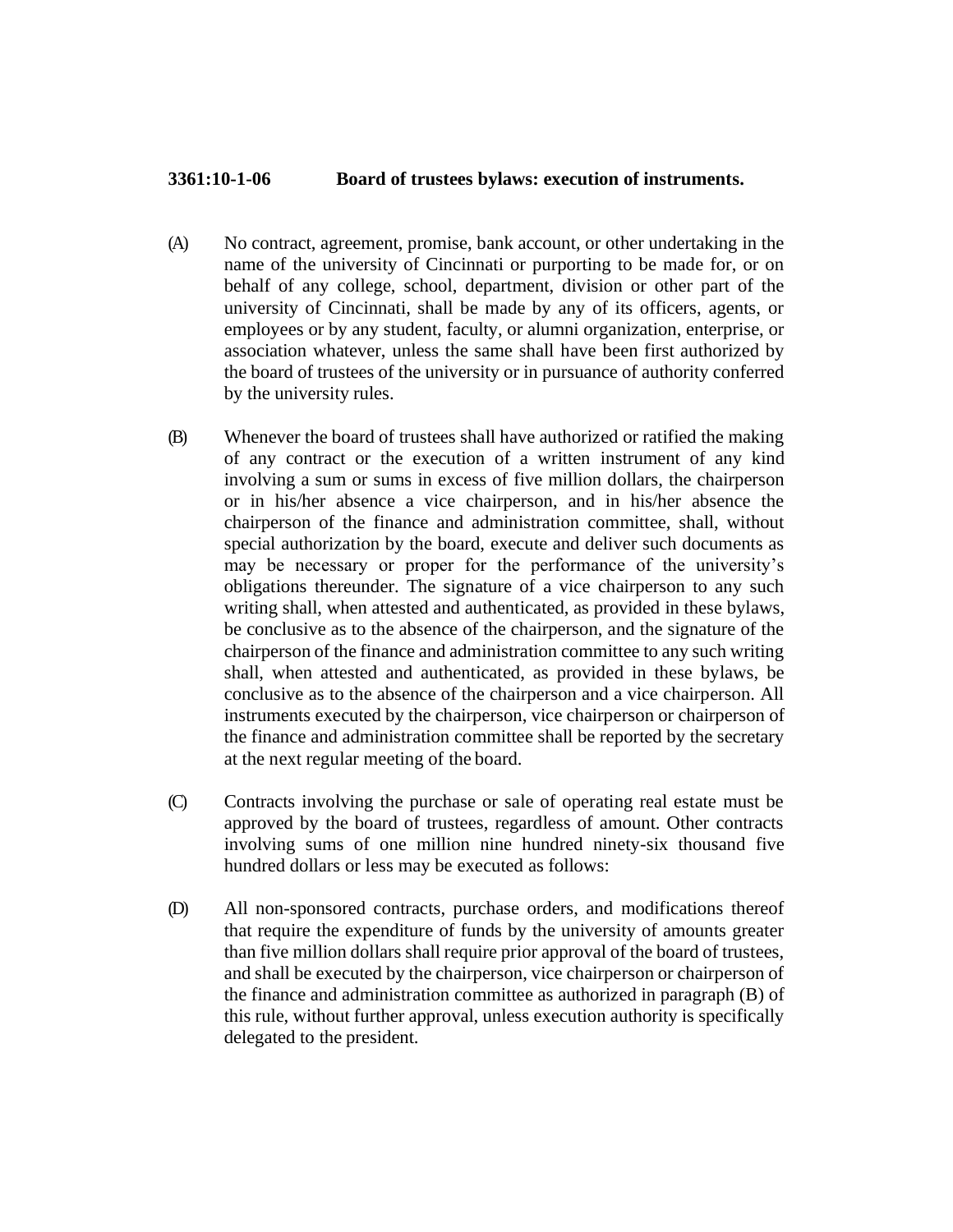**3361:10-1-06 Board of trustees bylaws: execution of instruments.**

(A) No contract, agreement, promise, bank account, or other undertaking in the name of the university of Cincinnati or purporting to be made for, or on behalf of any college, school, department, division or other part of the university of Cincinnati, shall be made by any of its officers, agents, or employees or by any student, faculty, or alumni organization, enterprise, or association whatever, unless the same shall have been first authorized by the board of trustees of the university or in pursuance of authority conferred by the university rules.

(B) Whenever the board of trustees shall have authorized or ratified the making of any contract or the execution of a written instrument of any kind involving a sum or sums in excess of five million dollars, the chairperson or in his/her absence a vice chairperson, and in his/her absence the chairperson of the finance and administration committee, shall, without special authorization by the board, execute and deliver such documents as may be necessary or proper for the performance of the university's obligations thereunder. The signature of a vice chairperson to any such writing shall, when attested and authenticated, as provided in these bylaws, be conclusive as to the absence of the chairperson, and the signature of the chairperson of the finance and administration committee to any such writing shall, when attested and authenticated, as provided in these bylaws, be conclusive as to the absence of the chairperson and a vice chairperson. All instruments executed by the chairperson, vice chairperson or chairperson of the finance and administration committee shall be reported by the secretary at the next regular meeting of the board.

(C) Contracts involving the purchase or sale of operating real estate must be approved by the board of trustees, regardless of amount. Other contracts involving sums of one million nine hundred ninety-six thousand five hundred dollars or less may be executed as follows:

(D) All non-sponsored contracts, purchase orders, and modifications thereof that require the expenditure of funds by the university of amounts greater than five million dollars shall require prior approval of the board of trustees, and shall be executed by the chairperson, vice chairperson or chairperson of the finance and administration committee as authorized in paragraph (B) of this rule, without further approval, unless execution authority is specifically delegated to the president.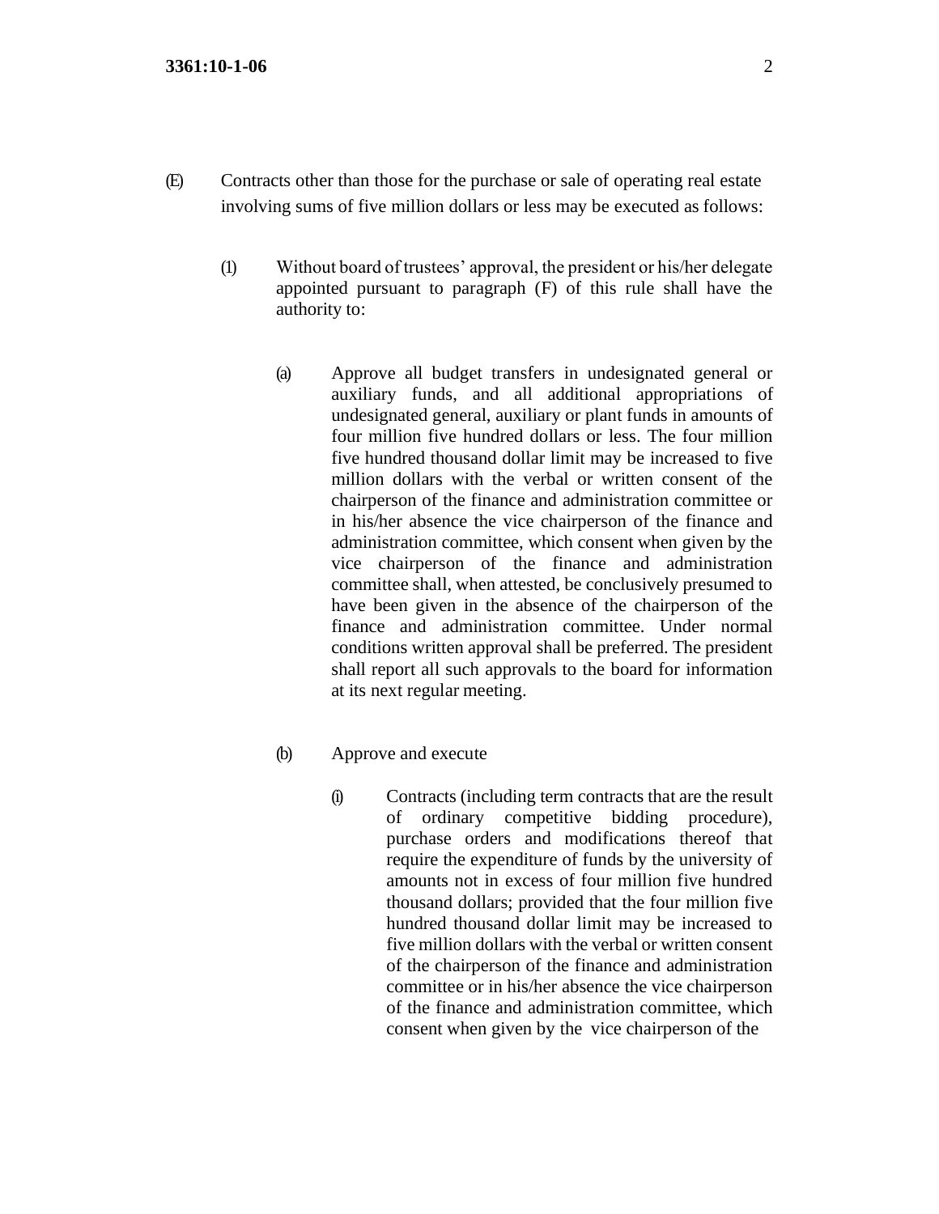(E) Contracts other than those for the purchase or sale of operating real estate involving sums of five million dollars or less may be executed as follows:

(1) Without board of trustees' approval, the president or his/her delegate appointed pursuant to paragraph (F) of this rule shall have the authority to:

(a) Approve all budget transfers in undesignated general or auxiliary funds, and all additional appropriations of undesignated general, auxiliary or plant funds in amounts of four million five hundred dollars or less. The four million five hundred thousand dollar limit may be increased to five million dollars with the verbal or written consent of the chairperson of the finance and administration committee or in his/her absence the vice chairperson of the finance and administration committee, which consent when given by the vice chairperson of the finance and administration committee shall, when attested, be conclusively presumed to have been given in the absence of the chairperson of the finance and administration committee. Under normal conditions written approval shall be preferred. The president shall report all such approvals to the board for information at its next regular meeting.

(b) Approve and execute

(i) Contracts (including term contracts that are the result of ordinary competitive bidding procedure), purchase orders and modifications thereof that require the expenditure of funds by the university of amounts not in excess of four million five hundred thousand dollars; provided that the four million five hundred thousand dollar limit may be increased to five million dollars with the verbal or written consent of the chairperson of the finance and administration committee or in his/her absence the vice chairperson of the finance and administration committee, which consent when given by the vice chairperson of the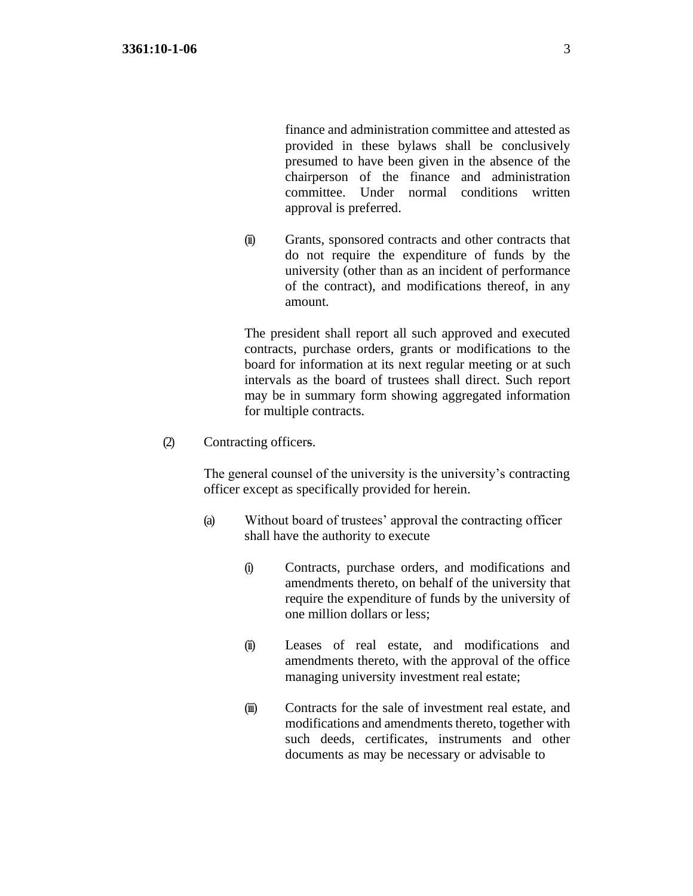finance and administration committee and attested as provided in these bylaws shall be conclusively presumed to have been given in the absence of the chairperson of the finance and administration committee. Under normal conditions written approval is preferred.

(ii) Grants, sponsored contracts and other contracts that do not require the expenditure of funds by the university (other than as an incident of performance of the contract), and modifications thereof, in any amount.

The president shall report all such approved and executed contracts, purchase orders, grants or modifications to the board for information at its next regular meeting or at such intervals as the board of trustees shall direct. Such report may be in summary form showing aggregated information for multiple contracts.

(2) Contracting officers.

The general counsel of the university is the university's contracting officer except as specifically provided for herein.

(a) Without board of trustees' approval the contracting officer shall have the authority to execute

(i) Contracts, purchase orders, and modifications and amendments thereto, on behalf of the university that require the expenditure of funds by the university of one million dollars or less;

(ii) Leases of real estate, and modifications and amendments thereto, with the approval of the office managing university investment real estate;

(iii) Contracts for the sale of investment real estate, and modifications and amendments thereto, together with such deeds, certificates, instruments and other documents as may be necessary or advisable to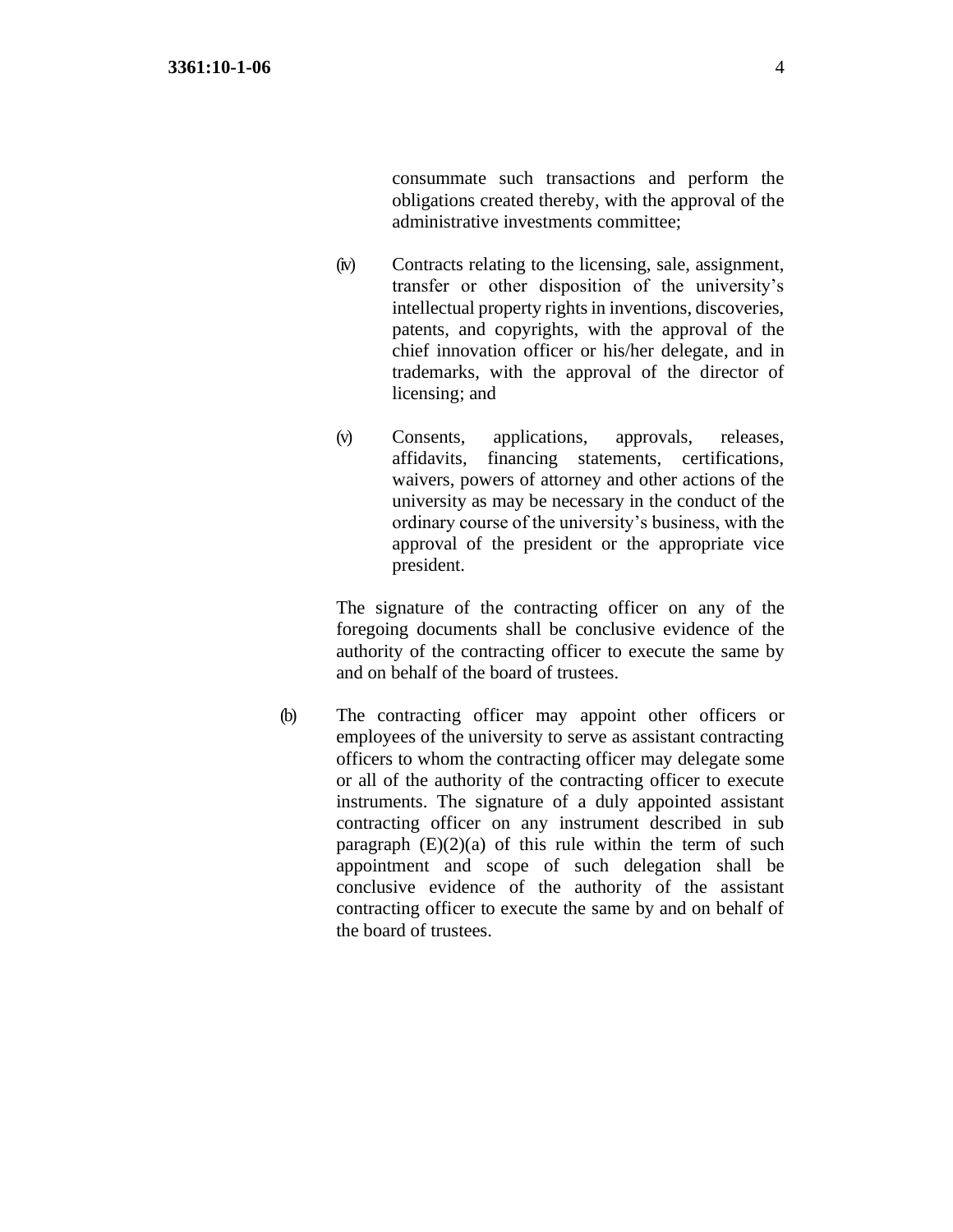consummate such transactions and perform the obligations created thereby, with the approval of the administrative investments committee;

(iv) Contracts relating to the licensing, sale, assignment, transfer or other disposition of the university's intellectual property rights in inventions, discoveries, patents, and copyrights, with the approval of the chief innovation officer or his/her delegate, and in trademarks, with the approval of the director of licensing; and

(v) Consents, applications, approvals, releases, affidavits, financing statements, certifications, waivers, powers of attorney and other actions of the university as may be necessary in the conduct of the ordinary course of the university's business, with the approval of the president or the appropriate vice president.

The signature of the contracting officer on any of the foregoing documents shall be conclusive evidence of the authority of the contracting officer to execute the same by and on behalf of the board of trustees.

(b) The contracting officer may appoint other officers or employees of the university to serve as assistant contracting officers to whom the contracting officer may delegate some or all of the authority of the contracting officer to execute instruments. The signature of a duly appointed assistant contracting officer on any instrument described in sub paragraph (E)(2)(a) of this rule within the term of such appointment and scope of such delegation shall be conclusive evidence of the authority of the assistant contracting officer to execute the same by and on behalf of the board of trustees.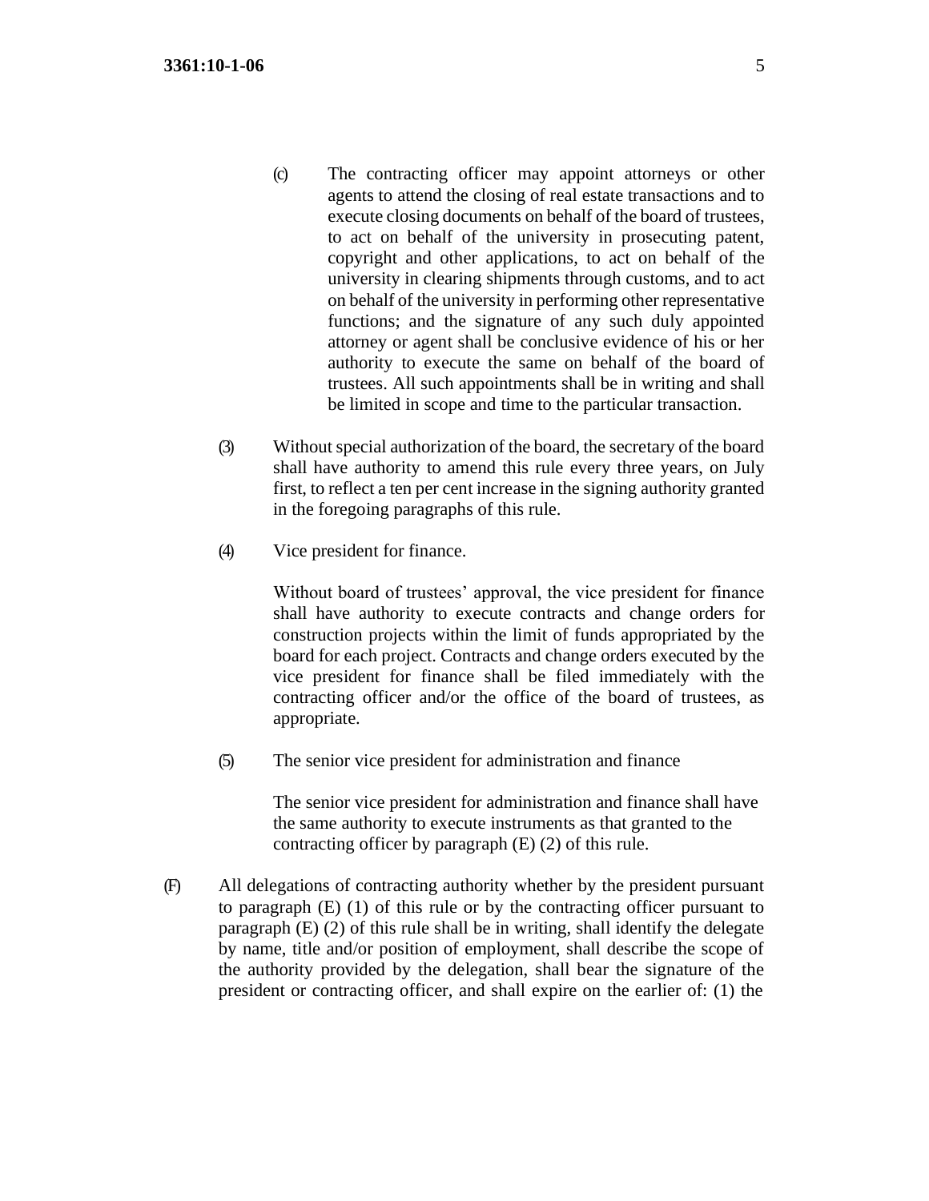(c) The contracting officer may appoint attorneys or other agents to attend the closing of real estate transactions and to execute closing documents on behalf of the board of trustees, to act on behalf of the university in prosecuting patent, copyright and other applications, to act on behalf of the university in clearing shipments through customs, and to act on behalf of the university in performing other representative functions; and the signature of any such duly appointed attorney or agent shall be conclusive evidence of his or her authority to execute the same on behalf of the board of trustees. All such appointments shall be in writing and shall be limited in scope and time to the particular transaction.

(3) Without special authorization of the board, the secretary of the board shall have authority to amend this rule every three years, on July first, to reflect a ten per cent increase in the signing authority granted in the foregoing paragraphs of this rule.

(4) Vice president for finance.

Without board of trustees' approval, the vice president for finance shall have authority to execute contracts and change orders for construction projects within the limit of funds appropriated by the board for each project. Contracts and change orders executed by the vice president for finance shall be filed immediately with the contracting officer and/or the office of the board of trustees, as appropriate.

(5) The senior vice president for administration and finance

The senior vice president for administration and finance shall have the same authority to execute instruments as that granted to the contracting officer by paragraph (E) (2) of this rule.

(F) All delegations of contracting authority whether by the president pursuant to paragraph (E) (1) of this rule or by the contracting officer pursuant to paragraph (E) (2) of this rule shall be in writing, shall identify the delegate by name, title and/or position of employment, shall describe the scope of the authority provided by the delegation, shall bear the signature of the president or contracting officer, and shall expire on the earlier of: (1) the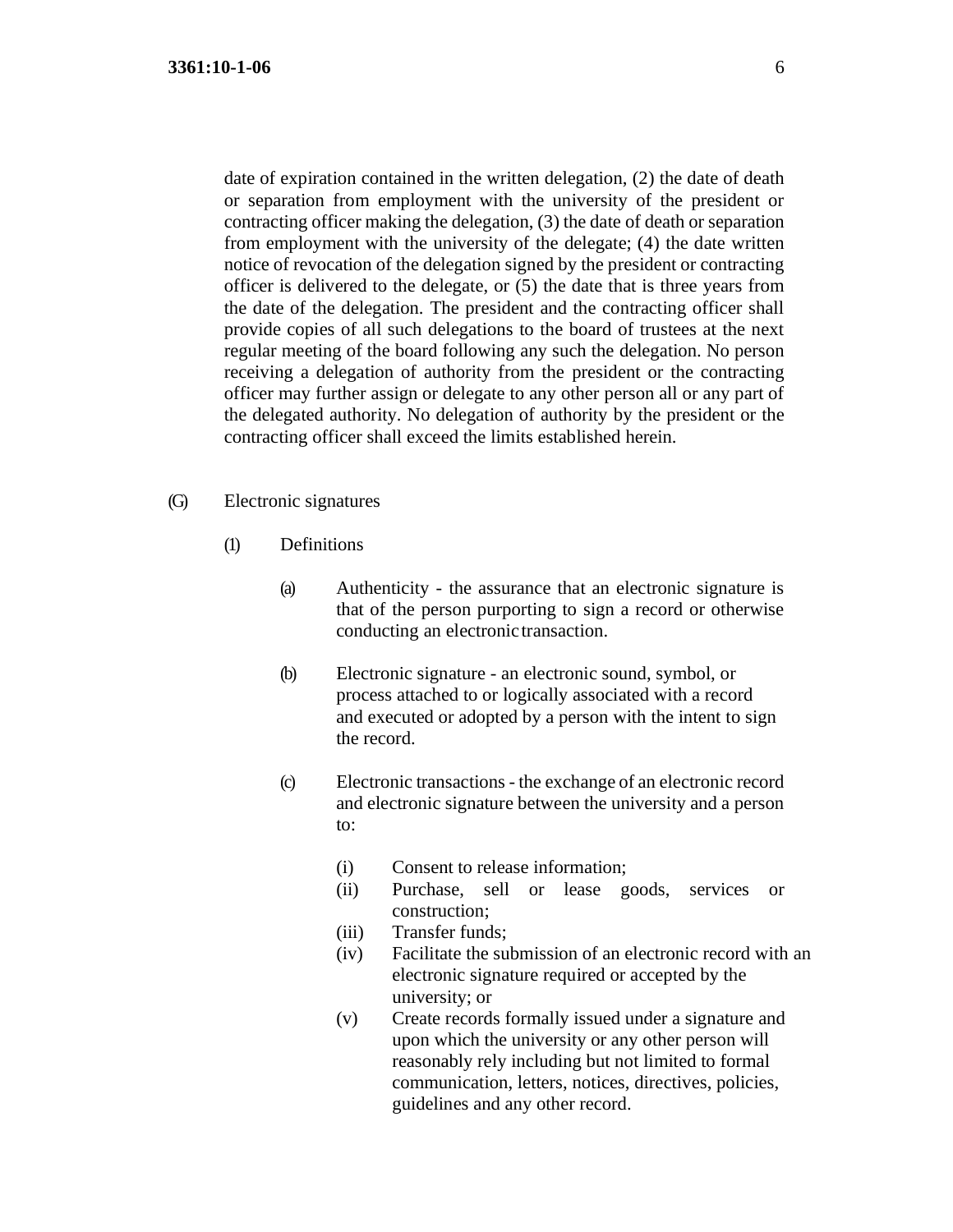date of expiration contained in the written delegation, (2) the date of death or separation from employment with the university of the president or contracting officer making the delegation, (3) the date of death or separation from employment with the university of the delegate; (4) the date written notice of revocation of the delegation signed by the president or contracting officer is delivered to the delegate, or (5) the date that is three years from the date of the delegation. The president and the contracting officer shall provide copies of all such delegations to the board of trustees at the next regular meeting of the board following any such the delegation. No person receiving a delegation of authority from the president or the contracting officer may further assign or delegate to any other person all or any part of the delegated authority. No delegation of authority by the president or the contracting officer shall exceed the limits established herein.

(G) Electronic signatures

(1) Definitions

(a) Authenticity - the assurance that an electronic signature is that of the person purporting to sign a record or otherwise conducting an electronic transaction.

(b) Electronic signature - an electronic sound, symbol, or process attached to or logically associated with a record and executed or adopted by a person with the intent to sign the record.

(c) Electronic transactions - the exchange of an electronic record and electronic signature between the university and a person to:

(i) Consent to release information;
(ii) Purchase, sell or lease goods, services or construction;
(iii) Transfer funds;
(iv) Facilitate the submission of an electronic record with an electronic signature required or accepted by the university; or
(v) Create records formally issued under a signature and upon which the university or any other person will reasonably rely including but not limited to formal communication, letters, notices, directives, policies, guidelines and any other record.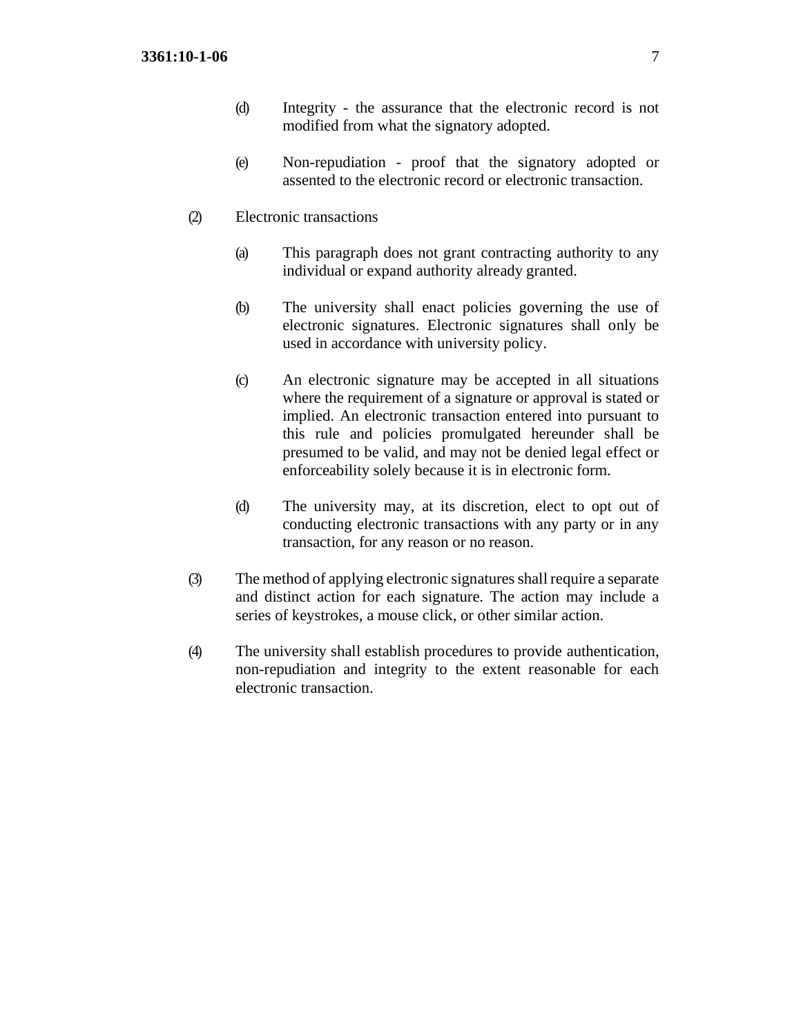(d) Integrity - the assurance that the electronic record is not modified from what the signatory adopted.

(e) Non-repudiation - proof that the signatory adopted or assented to the electronic record or electronic transaction.

(2) Electronic transactions

(a) This paragraph does not grant contracting authority to any individual or expand authority already granted.

(b) The university shall enact policies governing the use of electronic signatures. Electronic signatures shall only be used in accordance with university policy.

(c) An electronic signature may be accepted in all situations where the requirement of a signature or approval is stated or implied. An electronic transaction entered into pursuant to this rule and policies promulgated hereunder shall be presumed to be valid, and may not be denied legal effect or enforceability solely because it is in electronic form.

(d) The university may, at its discretion, elect to opt out of conducting electronic transactions with any party or in any transaction, for any reason or no reason.

(3) The method of applying electronic signatures shall require a separate and distinct action for each signature. The action may include a series of keystrokes, a mouse click, or other similar action.

(4) The university shall establish procedures to provide authentication, non-repudiation and integrity to the extent reasonable for each electronic transaction.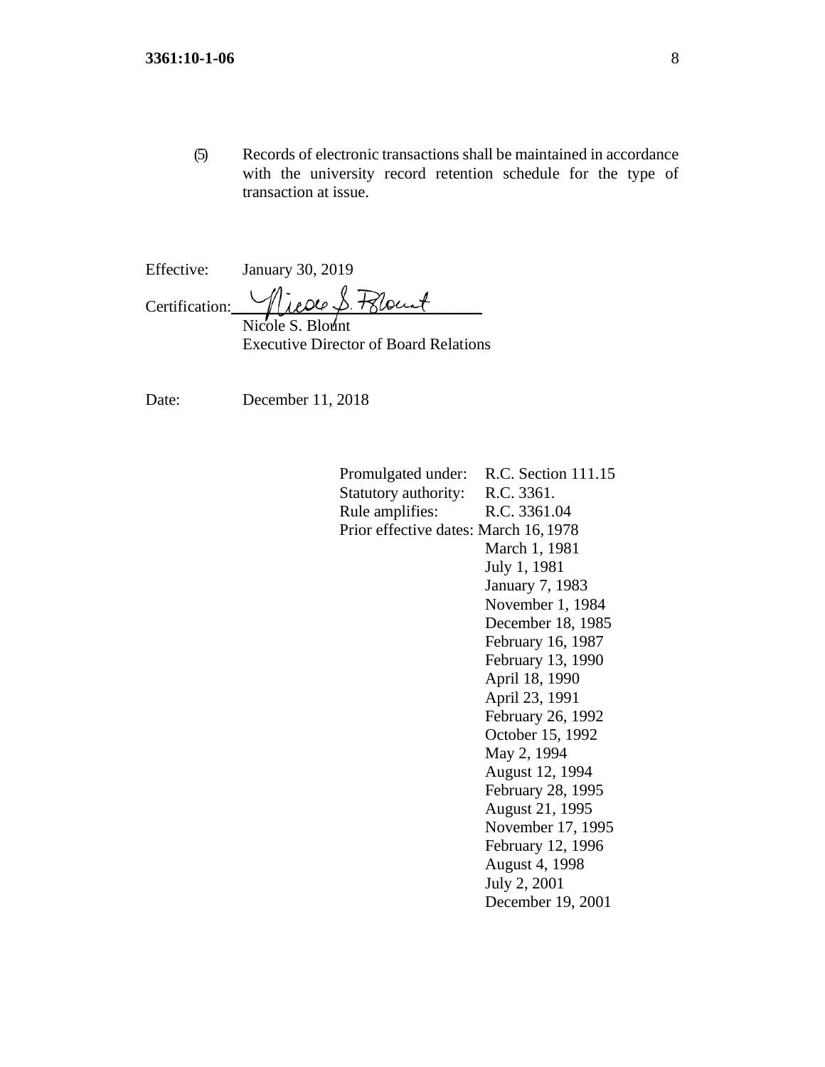(5) Records of electronic transactions shall be maintained in accordance with the university record retention schedule for the type of transaction at issue.

Effective: January 30, 2019

Certification: Nicole S. Blount
Nicole S. Blount
Executive Director of Board Relations

Date: December 11, 2018

Promulgated under: R.C. Section 111.15
Statutory authority: R.C. 3361.
Rule amplifies: R.C. 3361.04
Prior effective dates: March 16, 1978
March 1, 1981
July 1, 1981
January 7, 1983
November 1, 1984
December 18, 1985
February 16, 1987
February 13, 1990
April 18, 1990
April 23, 1991
February 26, 1992
October 15, 1992
May 2, 1994
August 12, 1994
February 28, 1995
August 21, 1995
November 17, 1995
February 12, 1996
August 4, 1998
July 2, 2001
December 19, 2001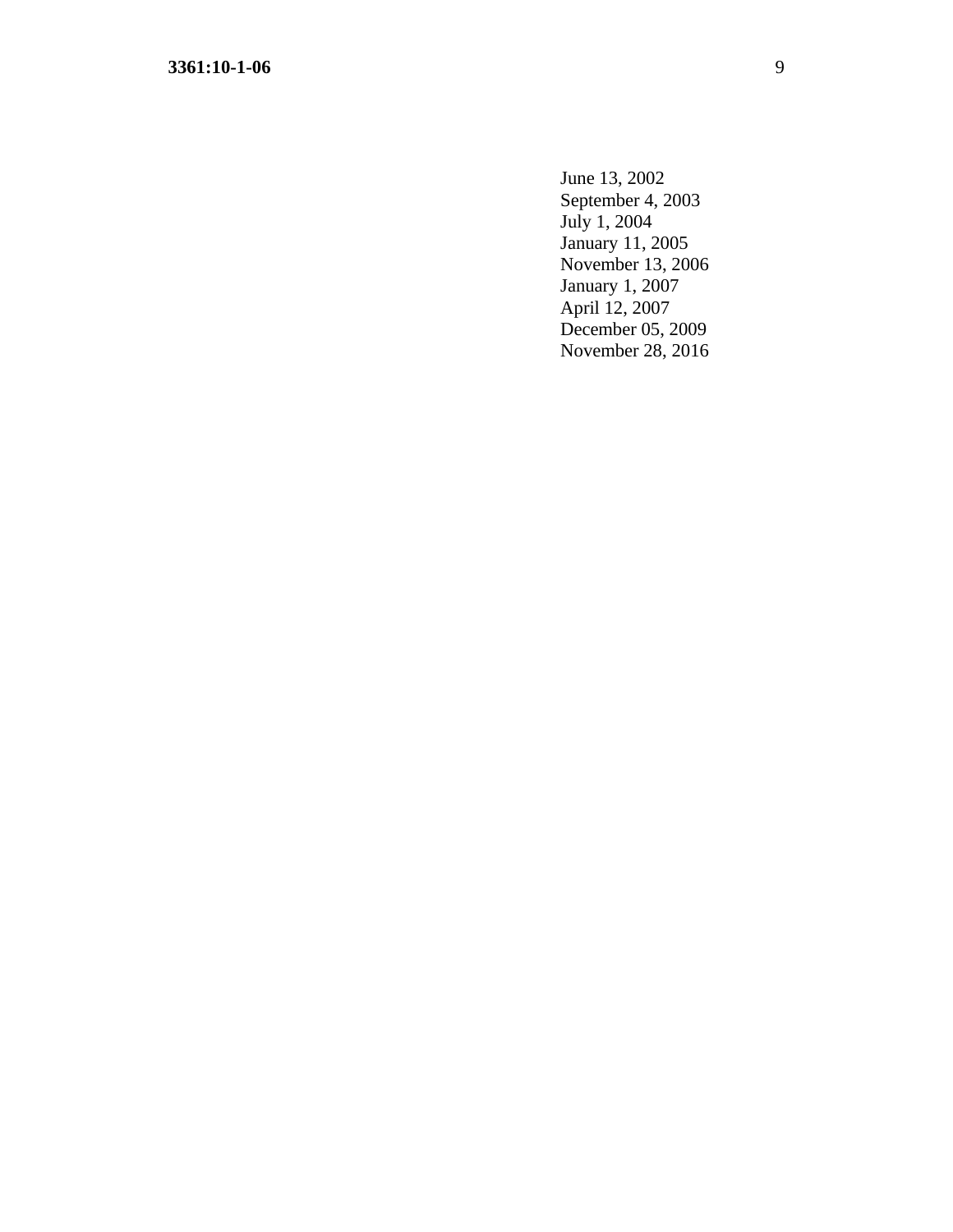June 13, 2002
September 4, 2003
July 1, 2004
January 11, 2005
November 13, 2006
January 1, 2007
April 12, 2007
December 05, 2009
November 28, 2016